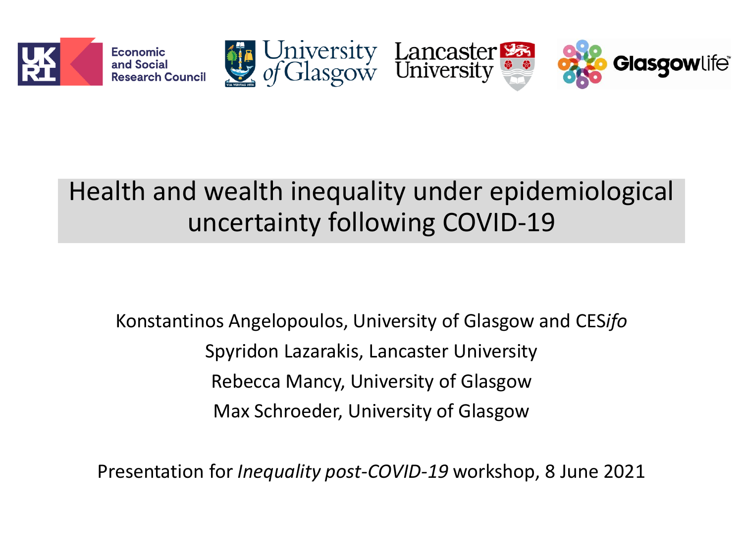# Health and wealth inequality under epidemiological uncertainty following COVID-19

Konstantinos Angelopoulos, University of Glasgow and CES*ifo*

Spyridon Lazarakis, Lancaster University

Rebecca Mancy, University of Glasgow

Max Schroeder, University of Glasgow

Presentation for *Inequality post-COVID-19* workshop, 8 June 2021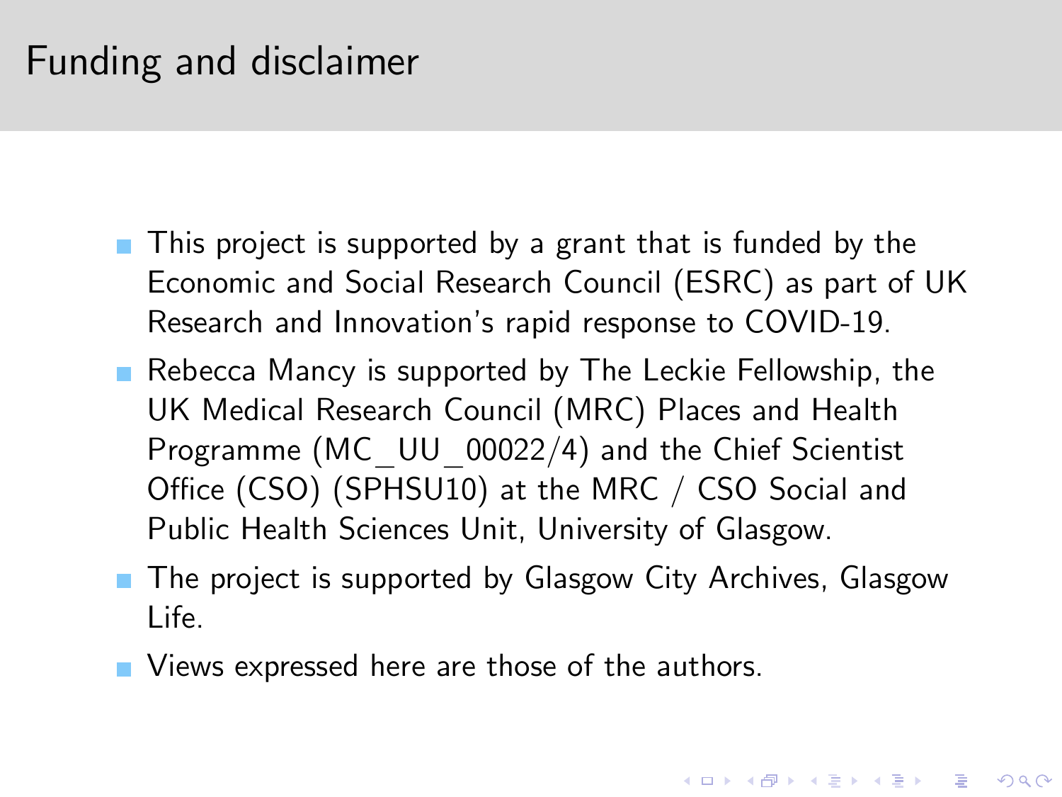# Funding and disclaimer

- This project is supported by a grant that is funded by the Economic and Social Research Council (ESRC) as part of UK Research and Innovation's rapid response to COVID-19.
- Rebecca Mancy is supported by The Leckie Fellowship, the UK Medical Research Council (MRC) Places and Health Programme (MC_UU_00022/4) and the Chief Scientist Office (CSO) (SPHSU10) at the MRC / CSO Social and Public Health Sciences Unit, University of Glasgow.
- The project is supported by Glasgow City Archives, Glasgow Life.
- Views expressed here are those of the authors.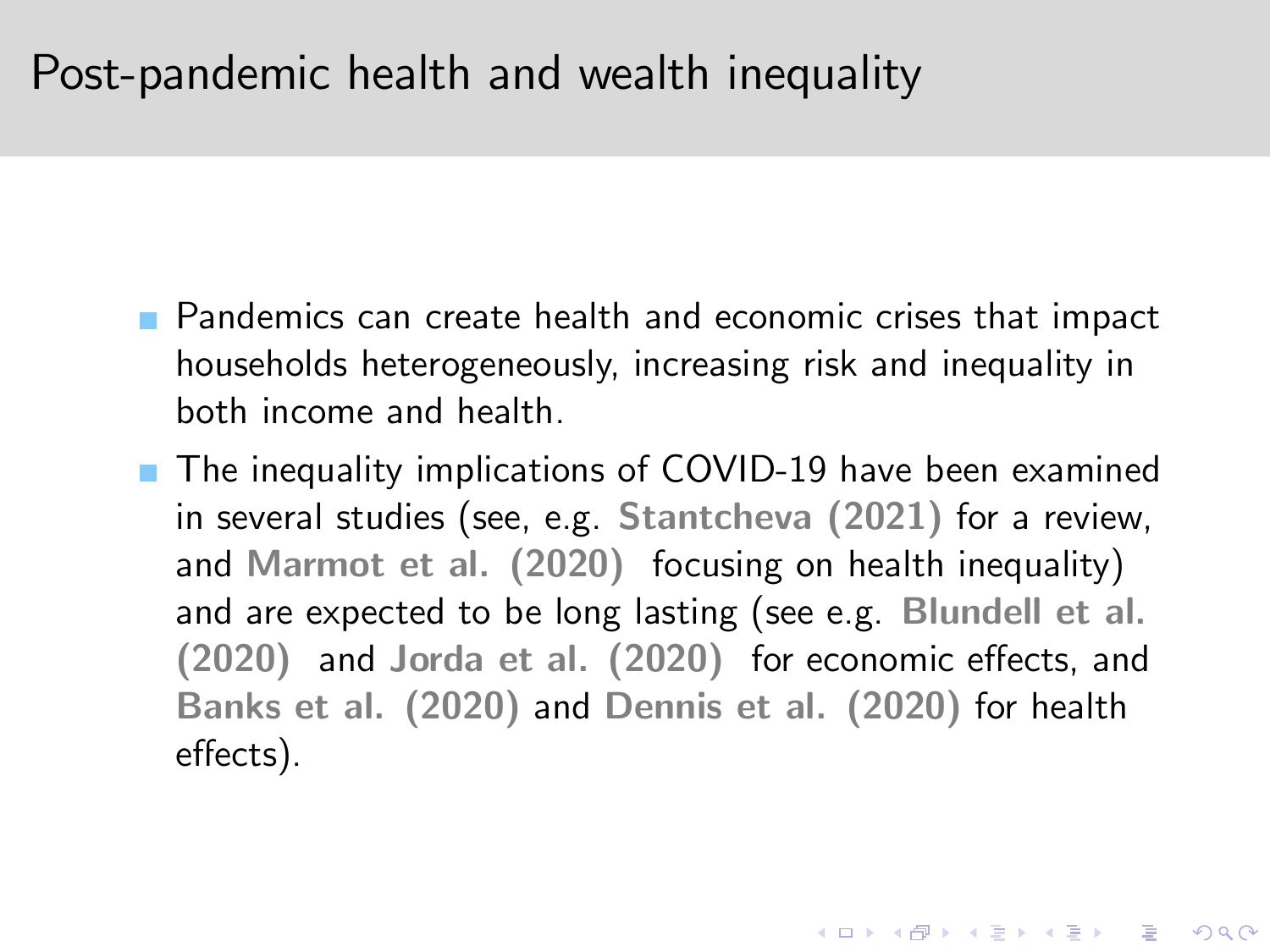# Post-pandemic health and wealth inequality

- Pandemics can create health and economic crises that impact households heterogeneously, increasing risk and inequality in both income and health.
- The inequality implications of COVID-19 have been examined in several studies (see, e.g. **Stantcheva (2021)** for a review, and **Marmot et al. (2020)** focusing on health inequality) and are expected to be long lasting (see e.g. **Blundell et al. (2020)** and **Jorda et al. (2020)** for economic effects, and **Banks et al. (2020)** and **Dennis et al. (2020)** for health effects).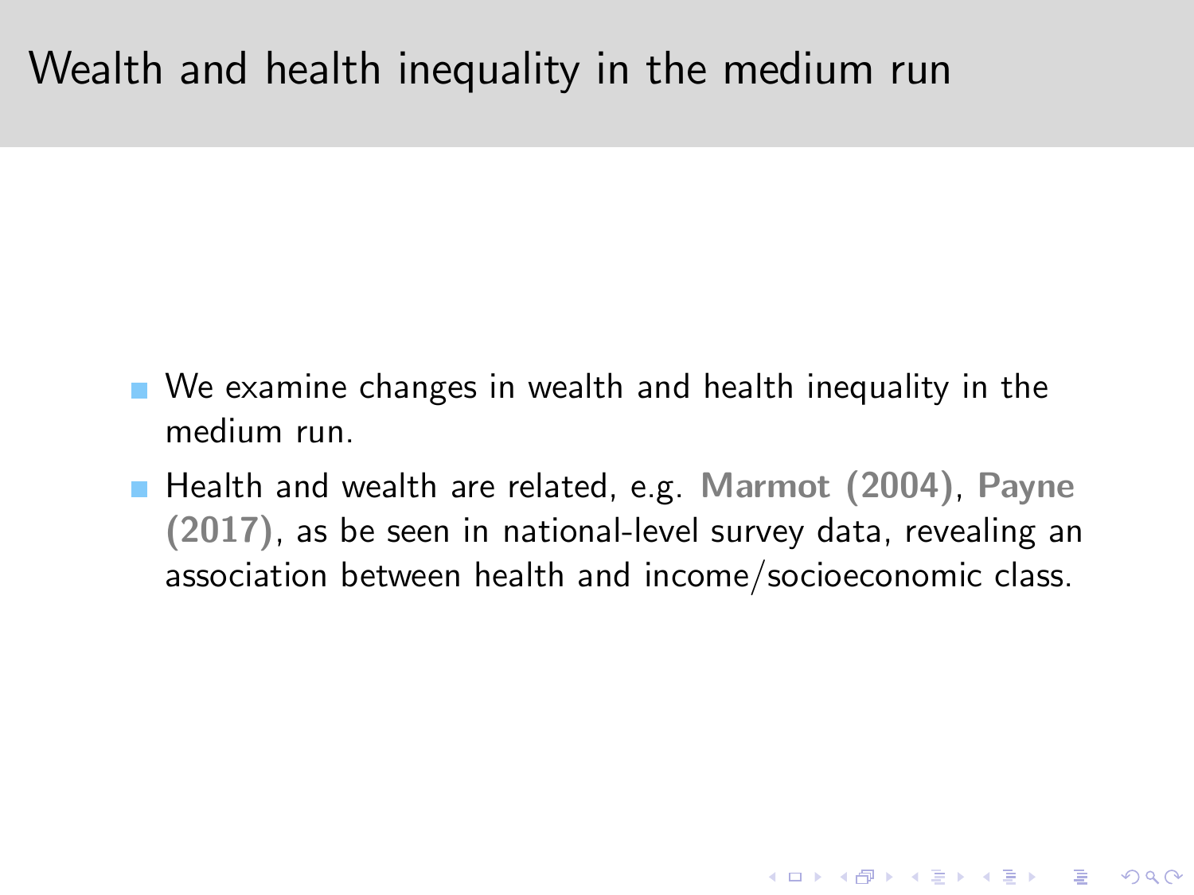# Wealth and health inequality in the medium run

- We examine changes in wealth and health inequality in the medium run.
- Health and wealth are related, e.g. **Marmot (2004)**, **Payne (2017)**, as be seen in national-level survey data, revealing an association between health and income/socioeconomic class.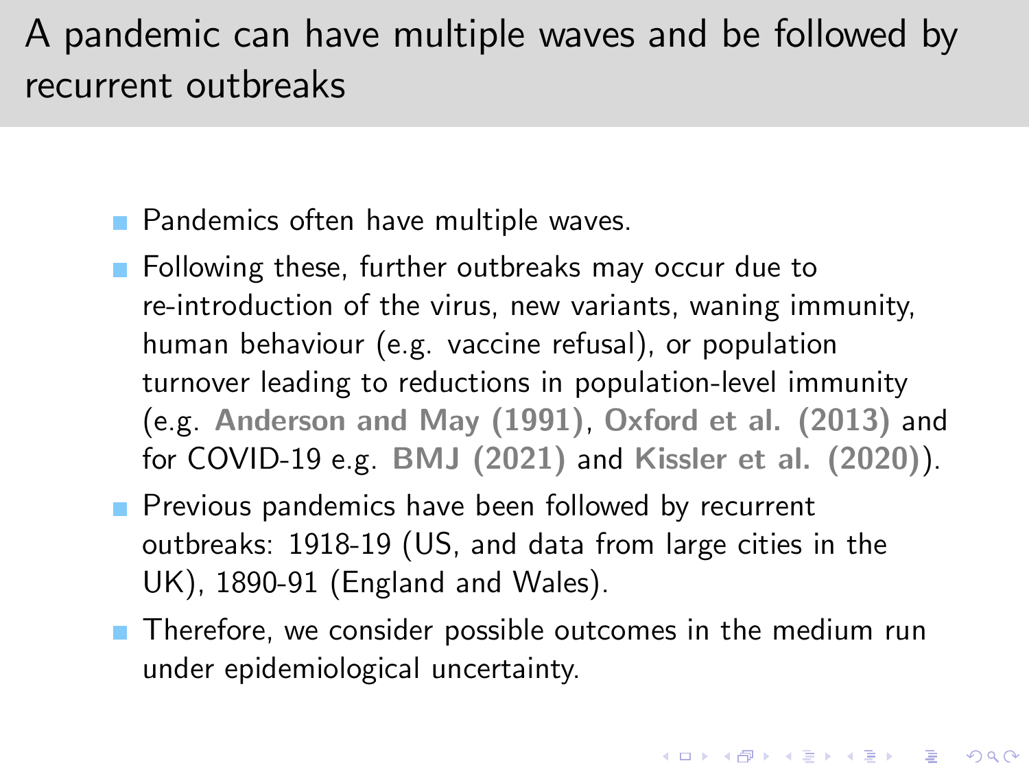# A pandemic can have multiple waves and be followed by recurrent outbreaks

- Pandemics often have multiple waves.
- Following these, further outbreaks may occur due to re-introduction of the virus, new variants, waning immunity, human behaviour (e.g. vaccine refusal), or population turnover leading to reductions in population-level immunity (e.g. **Anderson and May (1991)**, **Oxford et al. (2013)** and for COVID-19 e.g. **BMJ (2021)** and **Kissler et al. (2020)**).
- Previous pandemics have been followed by recurrent outbreaks: 1918-19 (US, and data from large cities in the UK), 1890-91 (England and Wales).
- Therefore, we consider possible outcomes in the medium run under epidemiological uncertainty.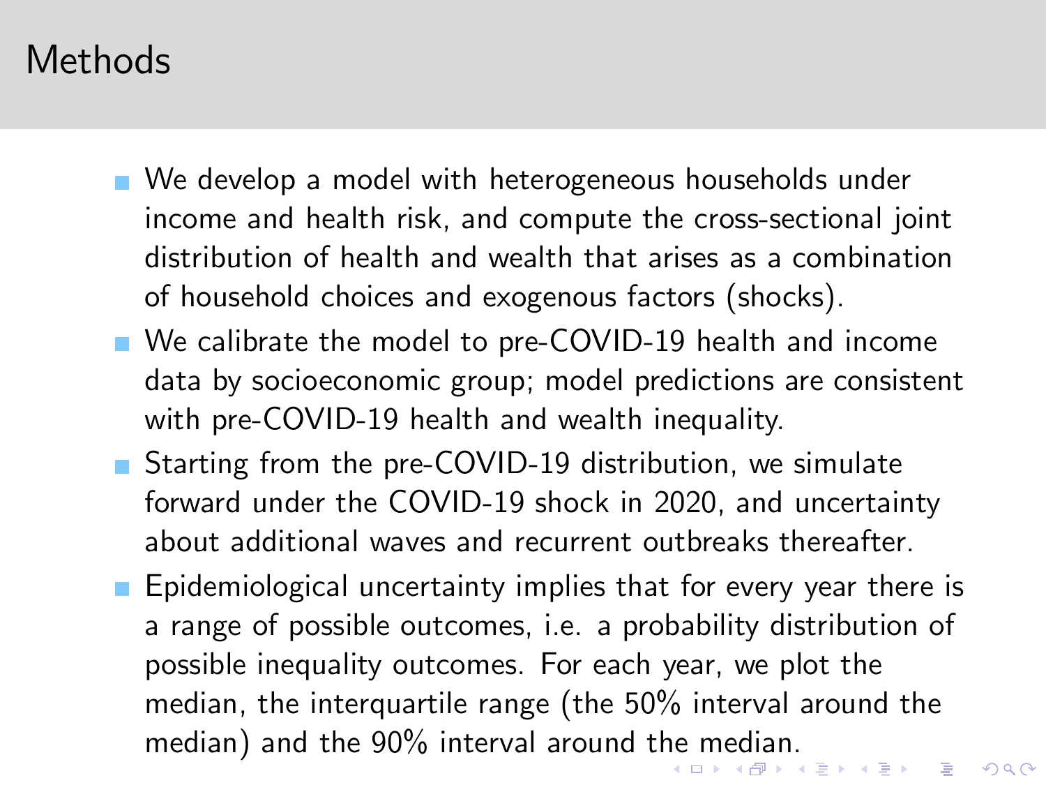# Methods

- We develop a model with heterogeneous households under income and health risk, and compute the cross-sectional joint distribution of health and wealth that arises as a combination of household choices and exogenous factors (shocks).
- We calibrate the model to pre-COVID-19 health and income data by socioeconomic group; model predictions are consistent with pre-COVID-19 health and wealth inequality.
- Starting from the pre-COVID-19 distribution, we simulate forward under the COVID-19 shock in 2020, and uncertainty about additional waves and recurrent outbreaks thereafter.
- Epidemiological uncertainty implies that for every year there is a range of possible outcomes, i.e. a probability distribution of possible inequality outcomes. For each year, we plot the median, the interquartile range (the 50% interval around the median) and the 90% interval around the median.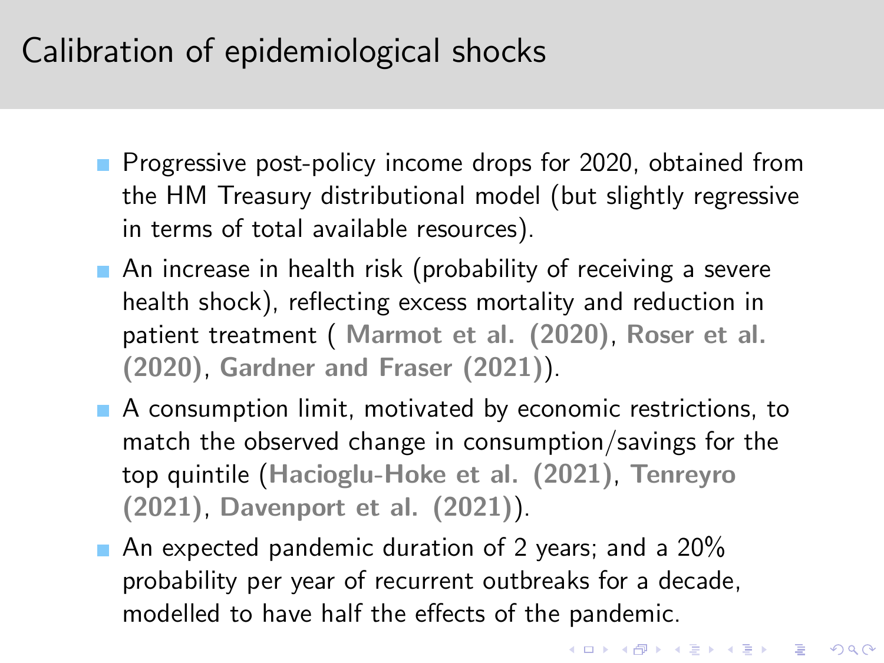# Calibration of epidemiological shocks

- Progressive post-policy income drops for 2020, obtained from the HM Treasury distributional model (but slightly regressive in terms of total available resources).
- An increase in health risk (probability of receiving a severe health shock), reflecting excess mortality and reduction in patient treatment ( **Marmot et al. (2020)**, **Roser et al. (2020)**, **Gardner and Fraser (2021)**).
- A consumption limit, motivated by economic restrictions, to match the observed change in consumption/savings for the top quintile (**Hacioglu-Hoke et al. (2021)**, **Tenreyro (2021)**, **Davenport et al. (2021)**).
- An expected pandemic duration of 2 years; and a 20% probability per year of recurrent outbreaks for a decade, modelled to have half the effects of the pandemic.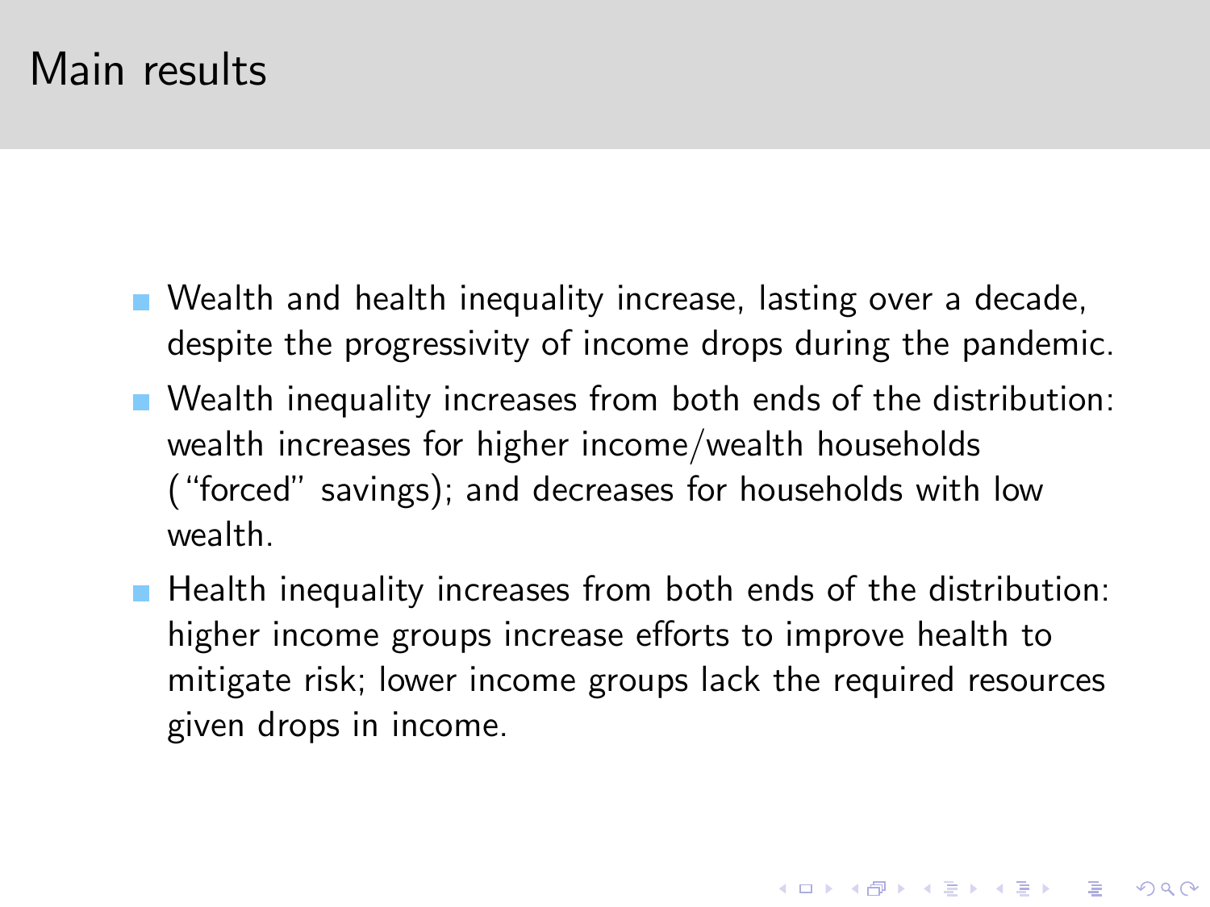# Main results

- Wealth and health inequality increase, lasting over a decade, despite the progressivity of income drops during the pandemic.
- Wealth inequality increases from both ends of the distribution: wealth increases for higher income/wealth households ("forced" savings); and decreases for households with low wealth.
- Health inequality increases from both ends of the distribution: higher income groups increase efforts to improve health to mitigate risk; lower income groups lack the required resources given drops in income.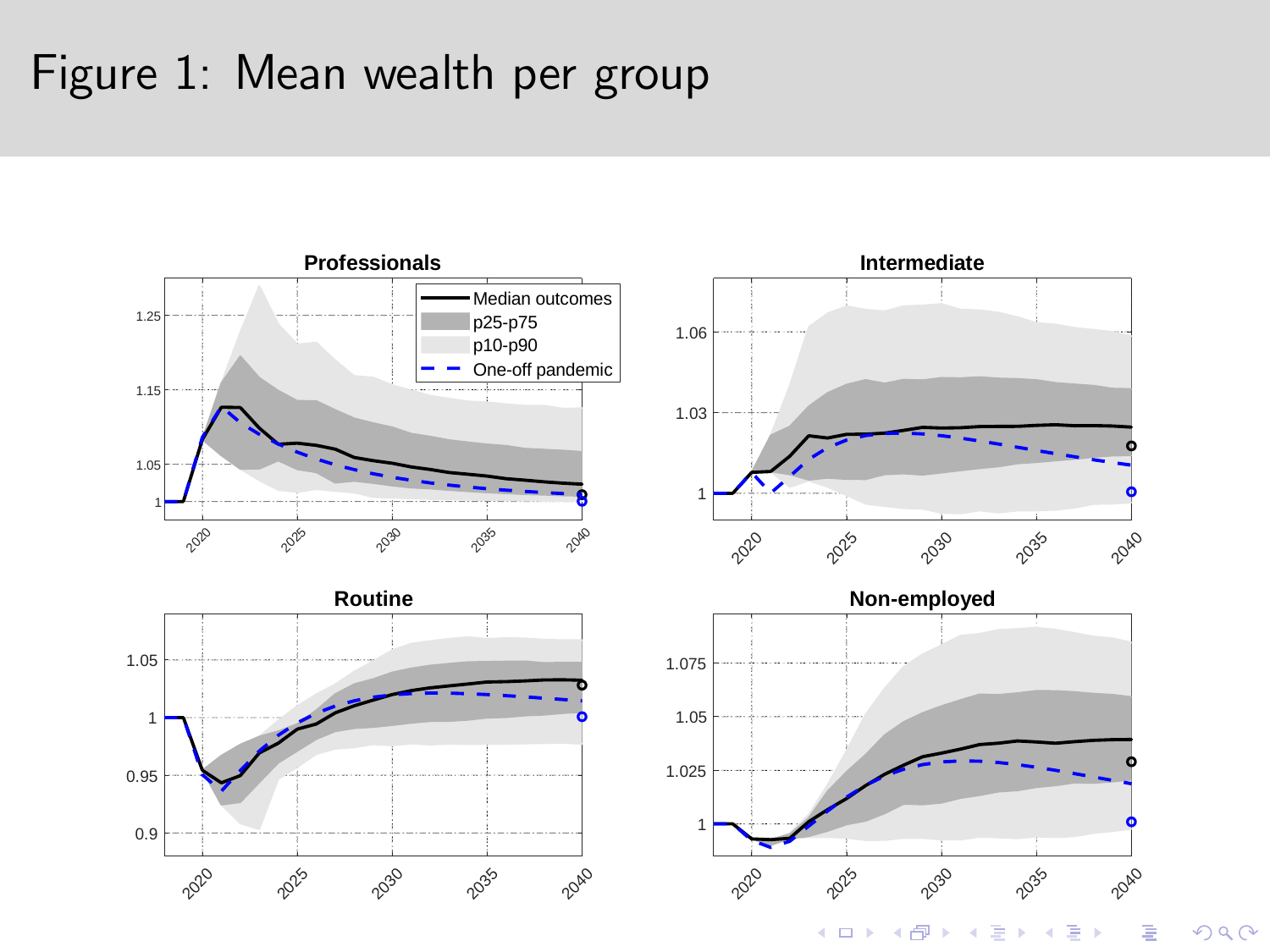# Figure 1: Mean wealth per group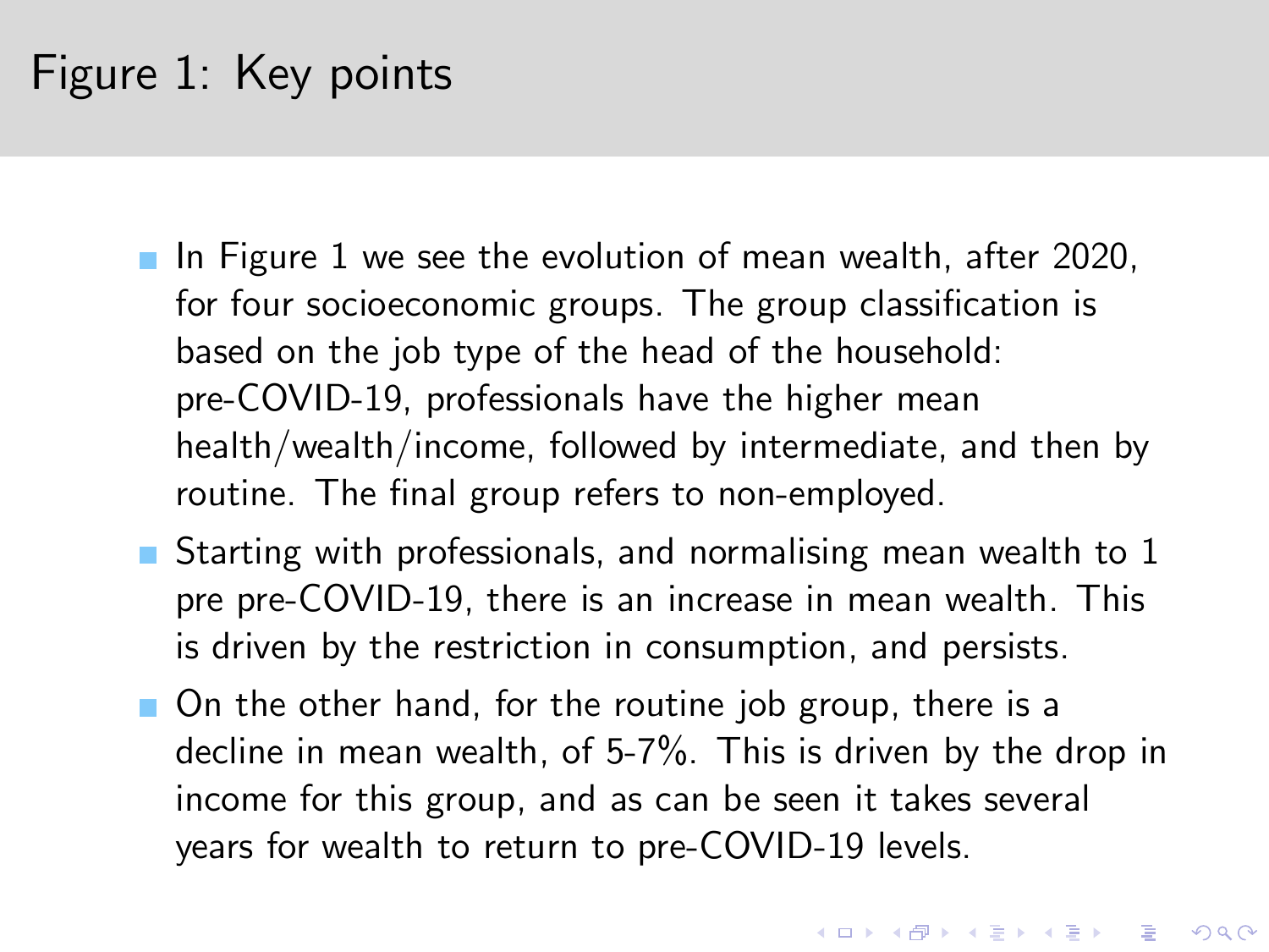# Figure 1: Key points

- In Figure 1 we see the evolution of mean wealth, after 2020, for four socioeconomic groups. The group classification is based on the job type of the head of the household: pre-COVID-19, professionals have the higher mean health/wealth/income, followed by intermediate, and then by routine. The final group refers to non-employed.
- Starting with professionals, and normalising mean wealth to 1 pre pre-COVID-19, there is an increase in mean wealth. This is driven by the restriction in consumption, and persists.
- On the other hand, for the routine job group, there is a decline in mean wealth, of 5-7%. This is driven by the drop in income for this group, and as can be seen it takes several years for wealth to return to pre-COVID-19 levels.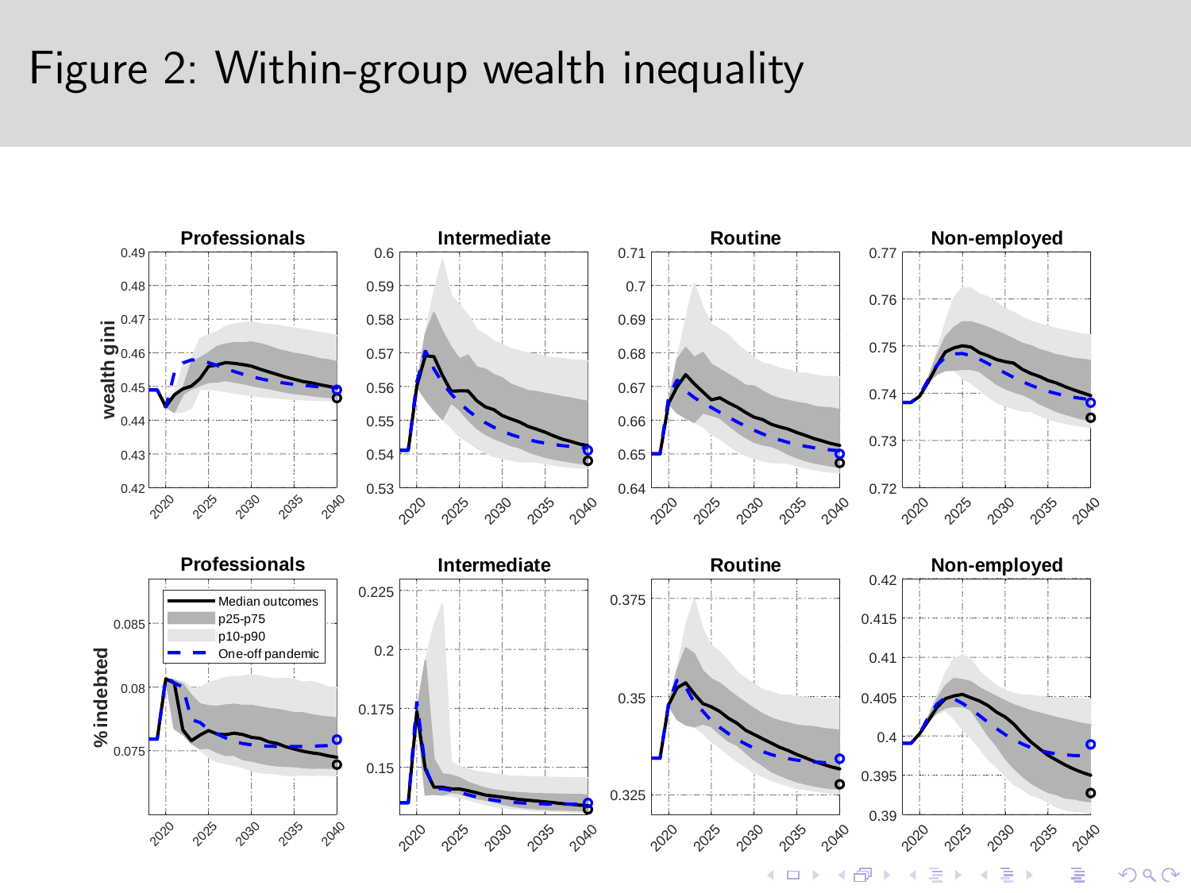# Figure 2: Within-group wealth inequality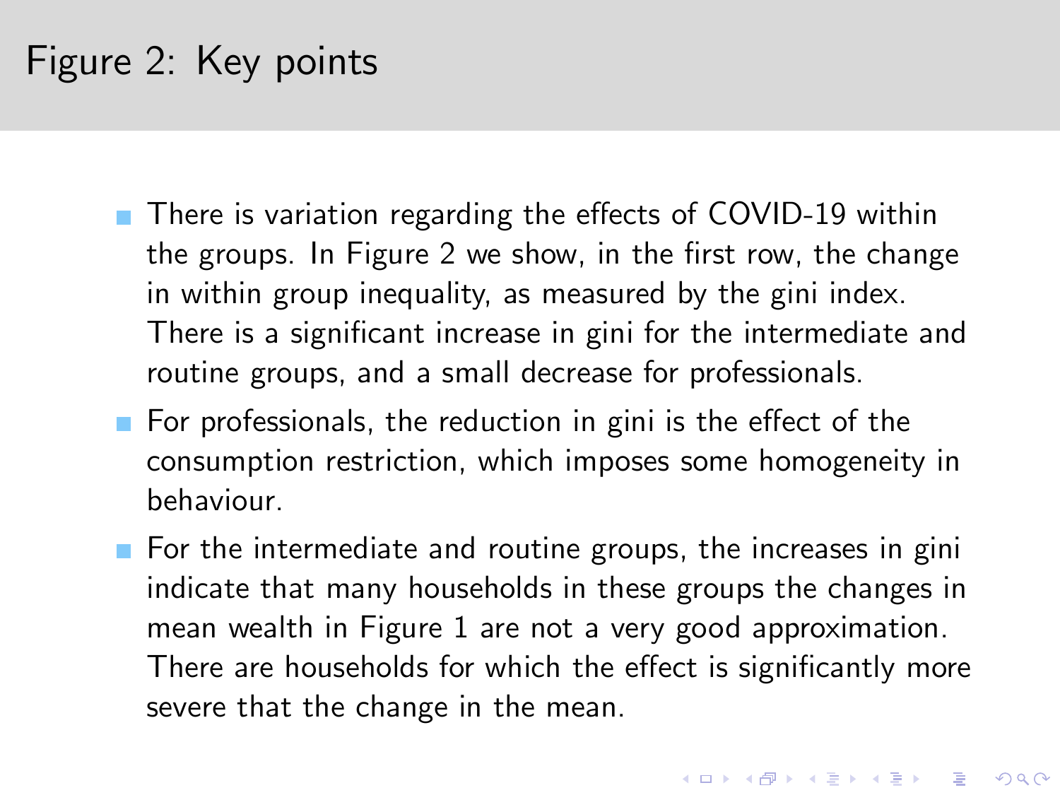# Figure 2: Key points

- There is variation regarding the effects of COVID-19 within the groups. In Figure 2 we show, in the first row, the change in within group inequality, as measured by the gini index. There is a significant increase in gini for the intermediate and routine groups, and a small decrease for professionals.
- For professionals, the reduction in gini is the effect of the consumption restriction, which imposes some homogeneity in behaviour.
- For the intermediate and routine groups, the increases in gini indicate that many households in these groups the changes in mean wealth in Figure 1 are not a very good approximation. There are households for which the effect is significantly more severe that the change in the mean.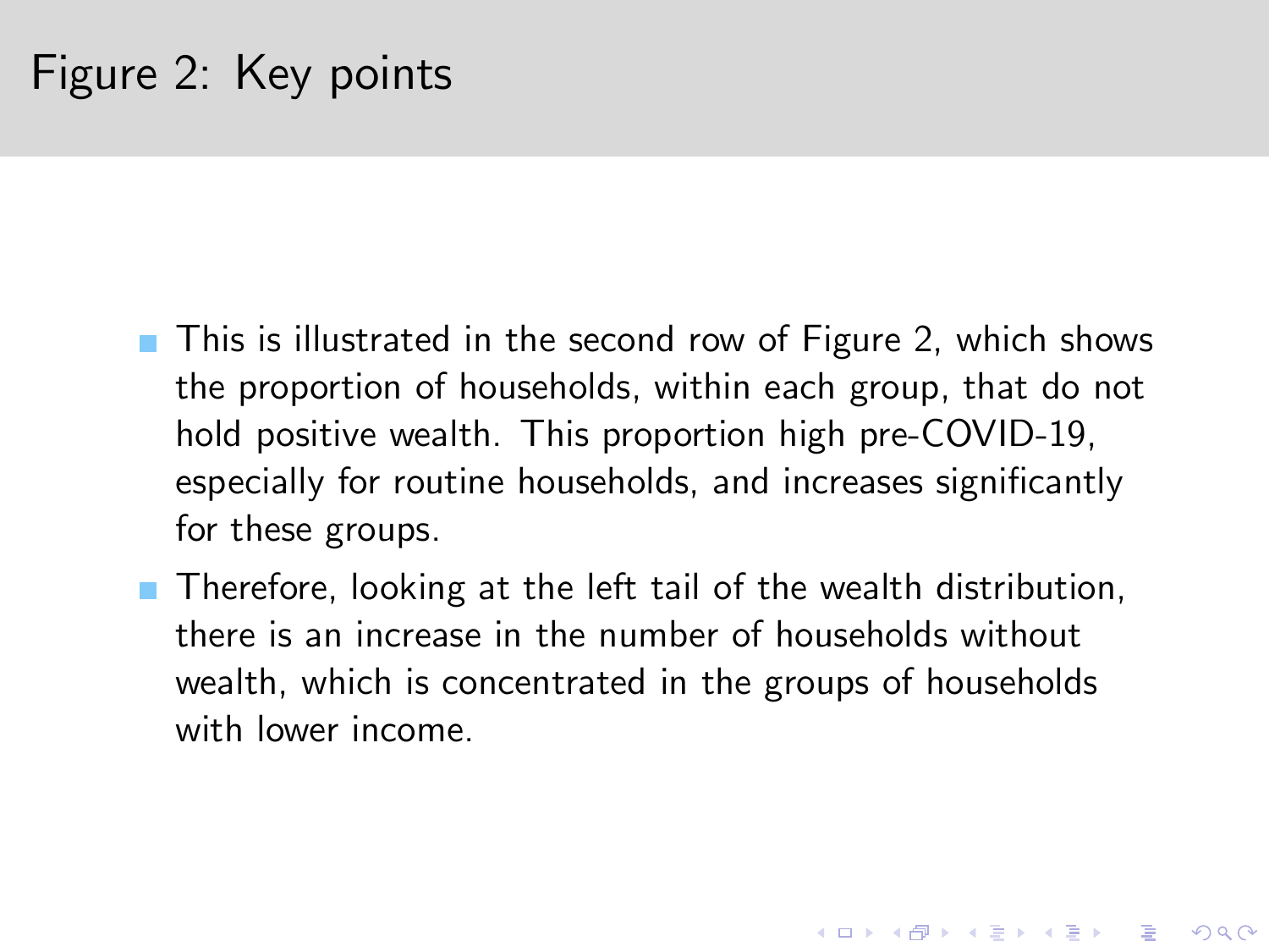# Figure 2: Key points

- This is illustrated in the second row of Figure 2, which shows the proportion of households, within each group, that do not hold positive wealth. This proportion high pre-COVID-19, especially for routine households, and increases significantly for these groups.
- Therefore, looking at the left tail of the wealth distribution, there is an increase in the number of households without wealth, which is concentrated in the groups of households with lower income.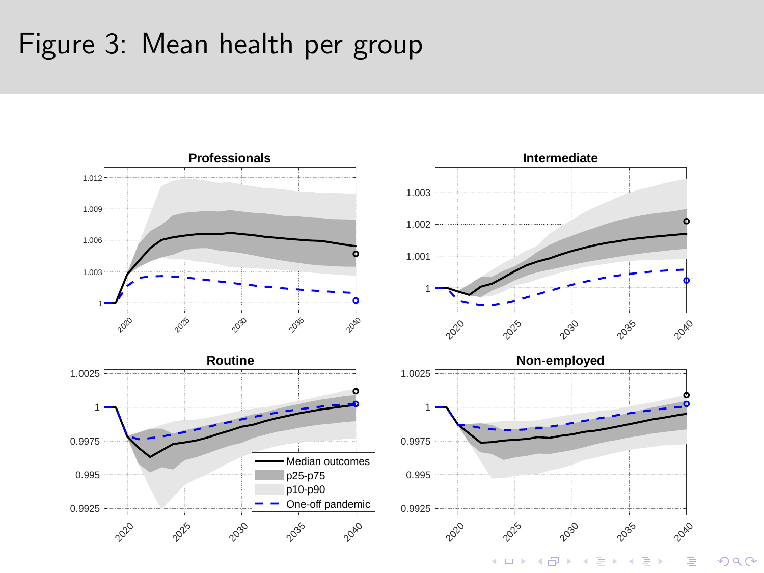# Figure 3: Mean health per group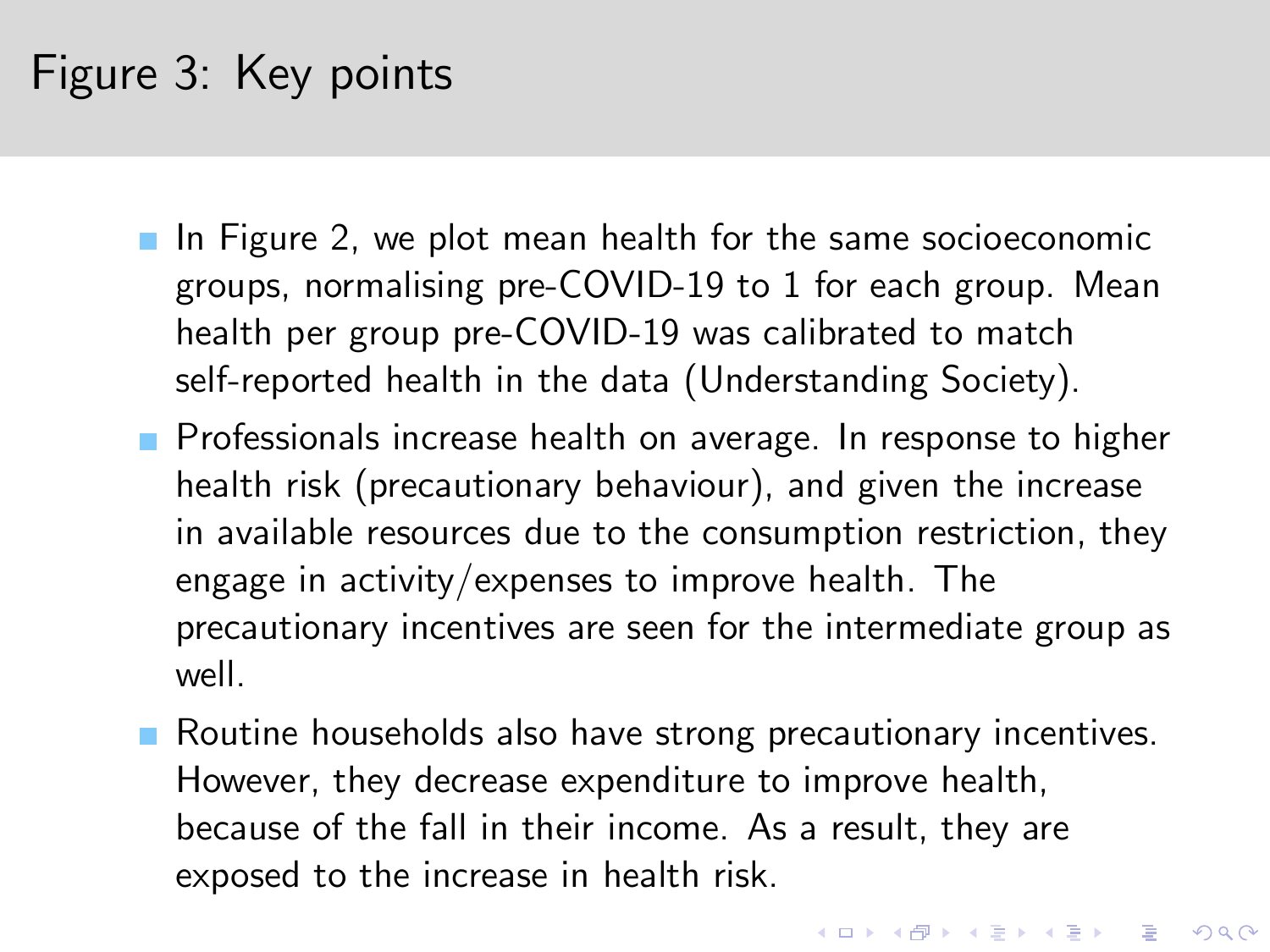# Figure 3: Key points

- In Figure 2, we plot mean health for the same socioeconomic groups, normalising pre-COVID-19 to 1 for each group. Mean health per group pre-COVID-19 was calibrated to match self-reported health in the data (Understanding Society).
- Professionals increase health on average. In response to higher health risk (precautionary behaviour), and given the increase in available resources due to the consumption restriction, they engage in activity/expenses to improve health. The precautionary incentives are seen for the intermediate group as well.
- Routine households also have strong precautionary incentives. However, they decrease expenditure to improve health, because of the fall in their income. As a result, they are exposed to the increase in health risk.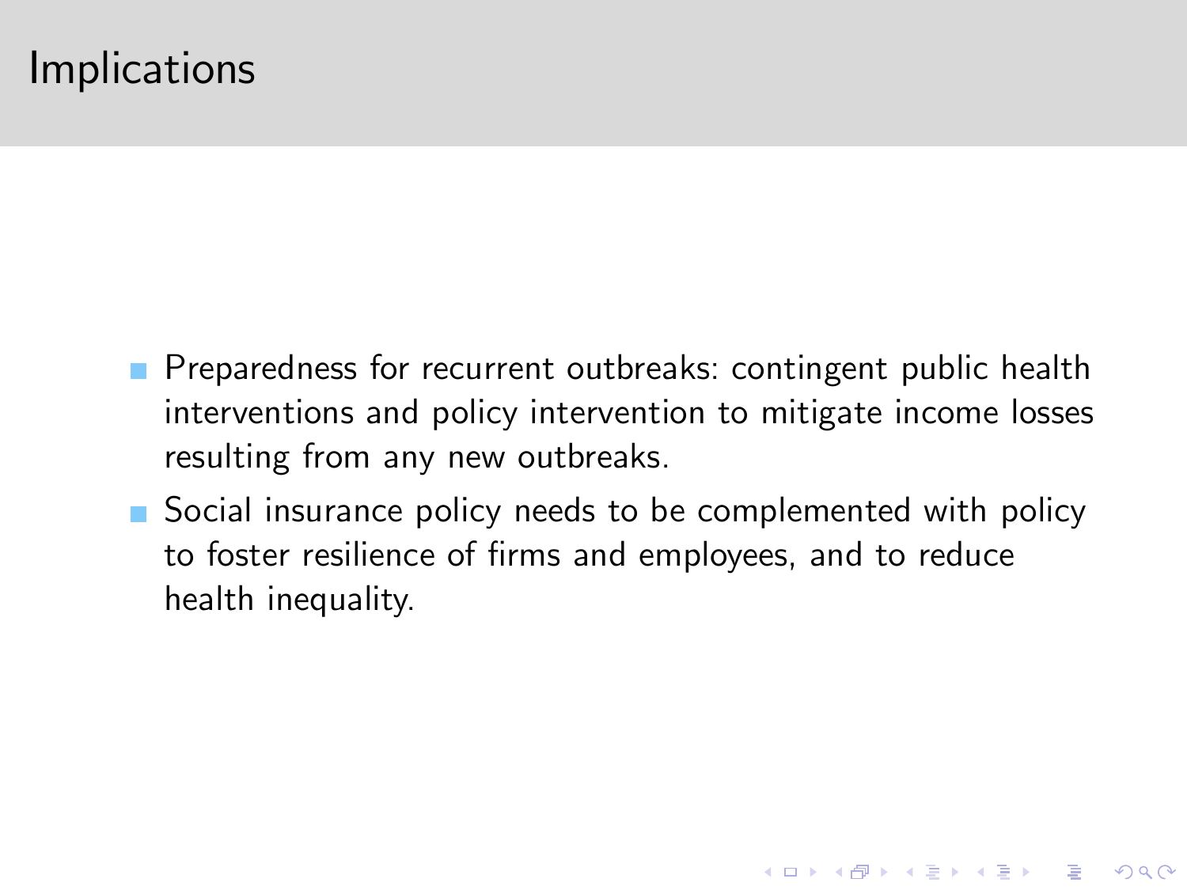# Implications

- Preparedness for recurrent outbreaks: contingent public health interventions and policy intervention to mitigate income losses resulting from any new outbreaks.
- Social insurance policy needs to be complemented with policy to foster resilience of firms and employees, and to reduce health inequality.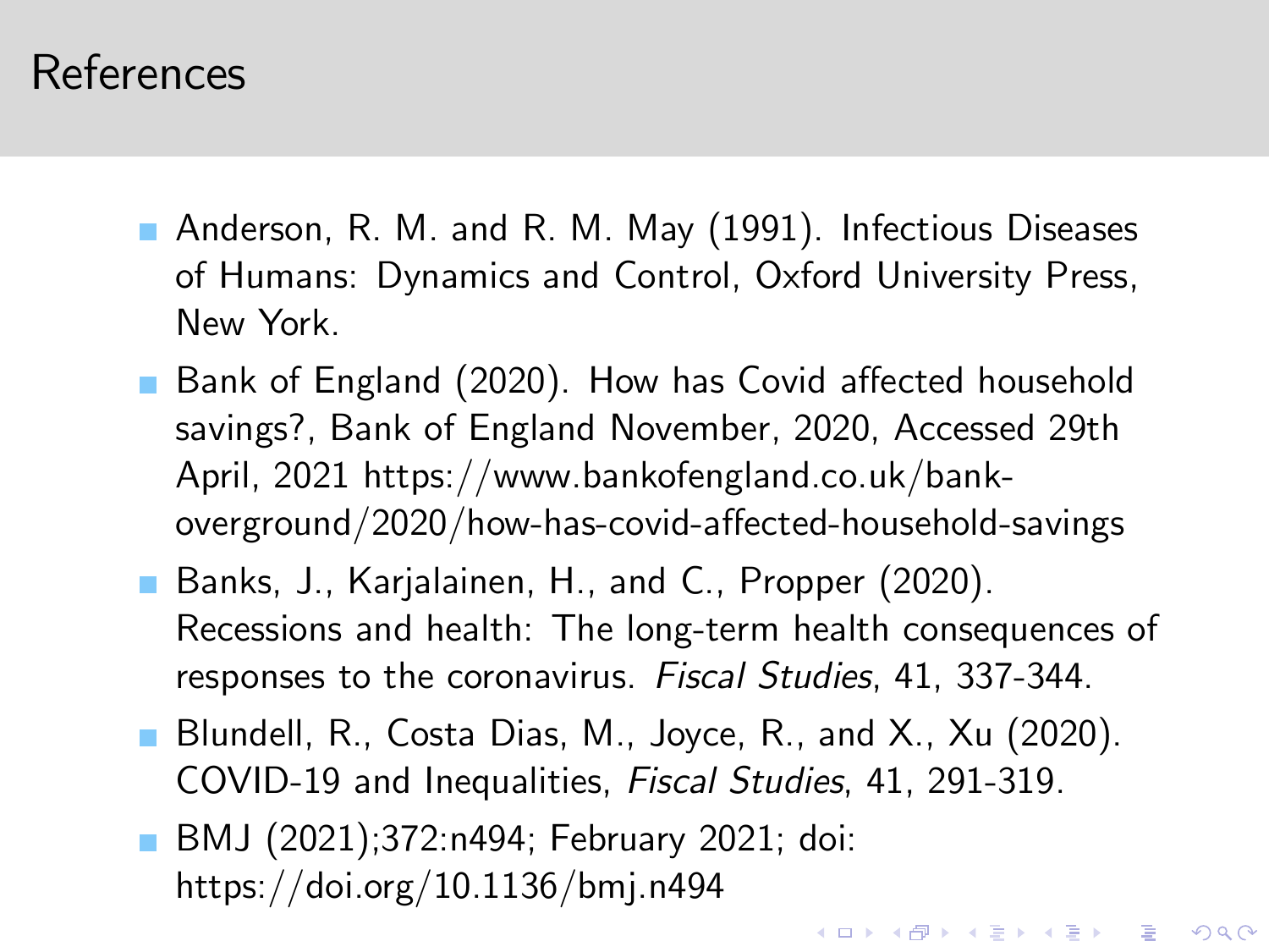# References

- Anderson, R. M. and R. M. May (1991). Infectious Diseases of Humans: Dynamics and Control, Oxford University Press, New York.
- Bank of England (2020). How has Covid affected household savings?, Bank of England November, 2020, Accessed 29th April, 2021 https://www.bankofengland.co.uk/bank-overground/2020/how-has-covid-affected-household-savings
- Banks, J., Karjalainen, H., and C., Propper (2020). Recessions and health: The long-term health consequences of responses to the coronavirus. *Fiscal Studies*, 41, 337-344.
- Blundell, R., Costa Dias, M., Joyce, R., and X., Xu (2020). COVID-19 and Inequalities, *Fiscal Studies*, 41, 291-319.
- BMJ (2021);372:n494; February 2021; doi: https://doi.org/10.1136/bmj.n494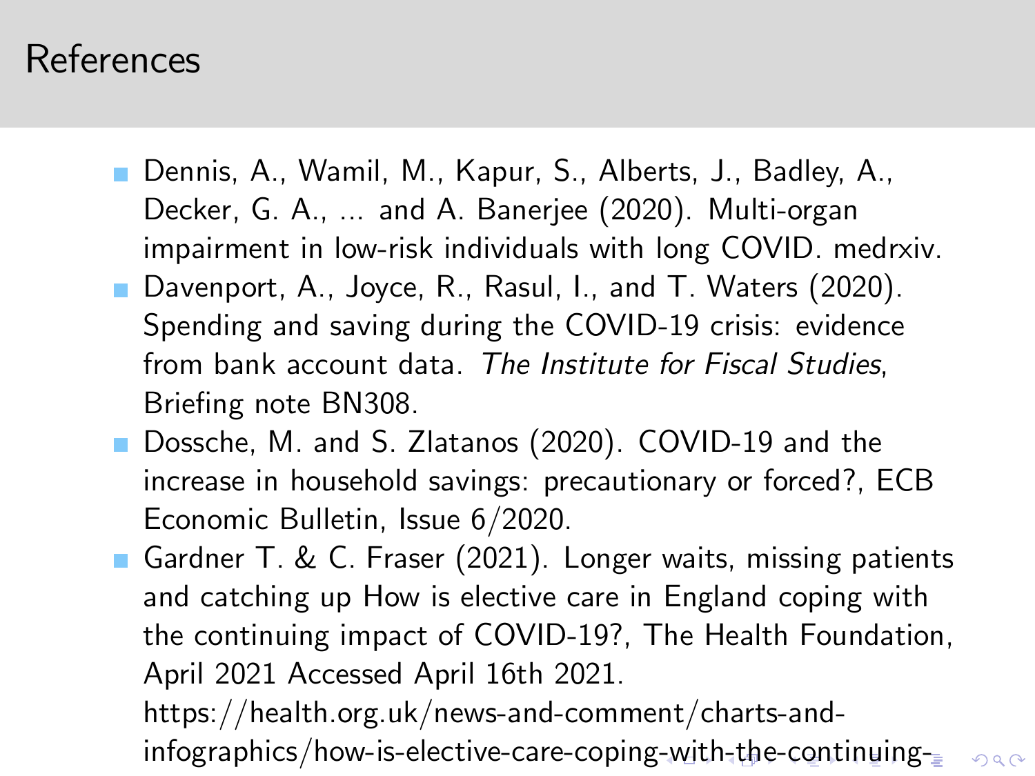## References

- Dennis, A., Wamil, M., Kapur, S., Alberts, J., Badley, A., Decker, G. A., ... and A. Banerjee (2020). Multi-organ impairment in low-risk individuals with long COVID. medrxiv.
- Davenport, A., Joyce, R., Rasul, I., and T. Waters (2020). Spending and saving during the COVID-19 crisis: evidence from bank account data. *The Institute for Fiscal Studies*, Briefing note BN308.
- Dossche, M. and S. Zlatanos (2020). COVID-19 and the increase in household savings: precautionary or forced?, ECB Economic Bulletin, Issue 6/2020.
- Gardner T. & C. Fraser (2021). Longer waits, missing patients and catching up How is elective care in England coping with the continuing impact of COVID-19?, The Health Foundation, April 2021 Accessed April 16th 2021. https://health.org.uk/news-and-comment/charts-and-infographics/how-is-elective-care-coping-with-the-continuing-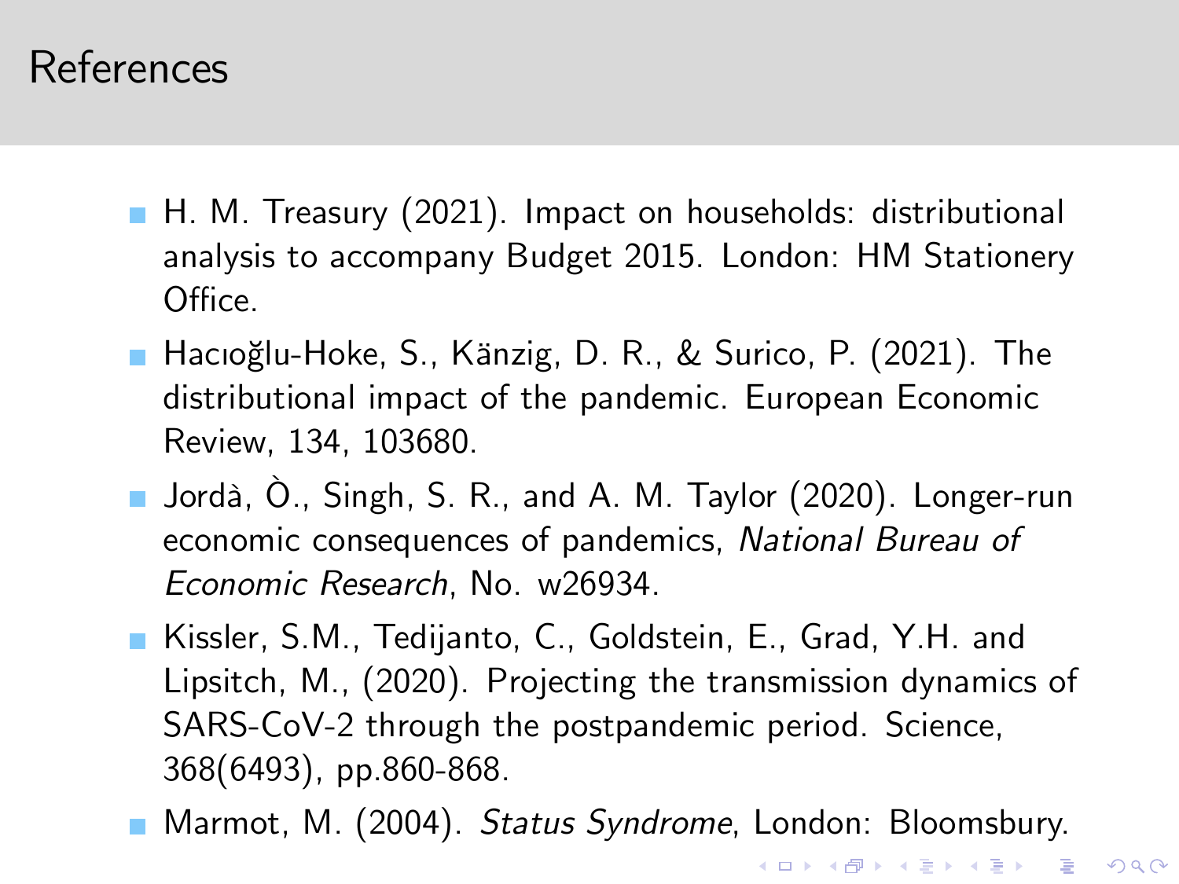# References

- H. M. Treasury (2021). Impact on households: distributional analysis to accompany Budget 2015. London: HM Stationery Office.
- Hacıoğlu-Hoke, S., Känzig, D. R., & Surico, P. (2021). The distributional impact of the pandemic. European Economic Review, 134, 103680.
- Jordà, Ò., Singh, S. R., and A. M. Taylor (2020). Longer-run economic consequences of pandemics, *National Bureau of Economic Research*, No. w26934.
- Kissler, S.M., Tedijanto, C., Goldstein, E., Grad, Y.H. and Lipsitch, M., (2020). Projecting the transmission dynamics of SARS-CoV-2 through the postpandemic period. Science, 368(6493), pp.860-868.
- Marmot, M. (2004). *Status Syndrome*, London: Bloomsbury.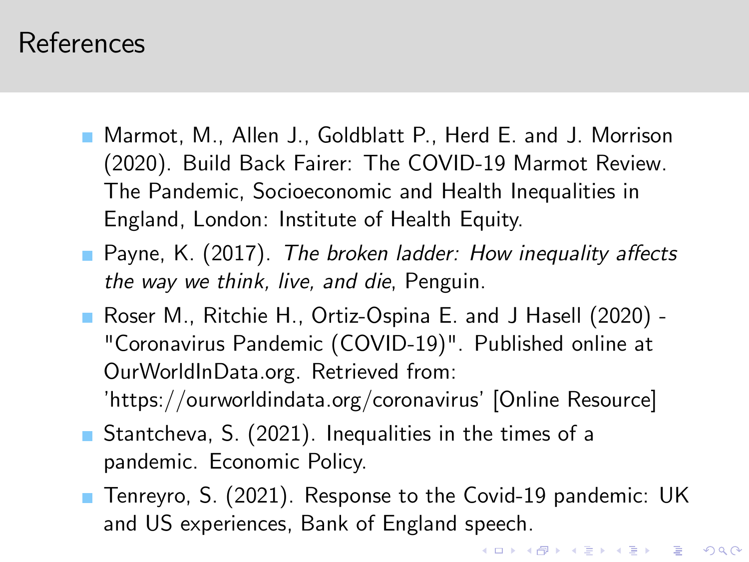## References

- Marmot, M., Allen J., Goldblatt P., Herd E. and J. Morrison (2020). Build Back Fairer: The COVID-19 Marmot Review. The Pandemic, Socioeconomic and Health Inequalities in England, London: Institute of Health Equity.
- Payne, K. (2017). *The broken ladder: How inequality affects the way we think, live, and die*, Penguin.
- Roser M., Ritchie H., Ortiz-Ospina E. and J Hasell (2020) - "Coronavirus Pandemic (COVID-19)". Published online at OurWorldInData.org. Retrieved from: 'https://ourworldindata.org/coronavirus' [Online Resource]
- Stantcheva, S. (2021). Inequalities in the times of a pandemic. Economic Policy.
- Tenreyro, S. (2021). Response to the Covid-19 pandemic: UK and US experiences, Bank of England speech.